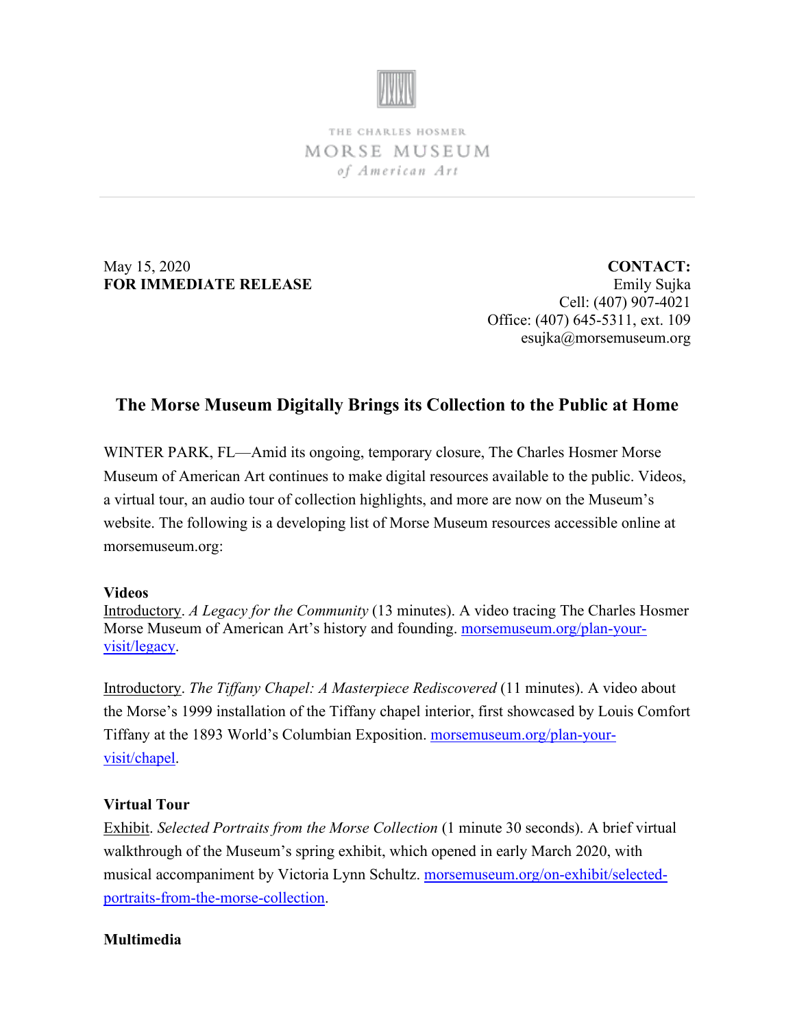THE CHARLES HOSMER
MORSE MUSEUM
*of American Art*

May 15, 2020
**FOR IMMEDIATE RELEASE**

**CONTACT:**
Emily Sujka
Cell: (407) 907-4021
Office: (407) 645-5311, ext. 109
esujka@morsemuseum.org

# The Morse Museum Digitally Brings its Collection to the Public at Home

WINTER PARK, FL—Amid its ongoing, temporary closure, The Charles Hosmer Morse Museum of American Art continues to make digital resources available to the public. Videos, a virtual tour, an audio tour of collection highlights, and more are now on the Museum's website. The following is a developing list of Morse Museum resources accessible online at morsemuseum.org:

**Videos**

Introductory. *A Legacy for the Community* (13 minutes). A video tracing The Charles Hosmer Morse Museum of American Art's history and founding. morsemuseum.org/plan-your-visit/legacy.

Introductory. *The Tiffany Chapel: A Masterpiece Rediscovered* (11 minutes). A video about the Morse's 1999 installation of the Tiffany chapel interior, first showcased by Louis Comfort Tiffany at the 1893 World's Columbian Exposition. morsemuseum.org/plan-your-visit/chapel.

**Virtual Tour**

Exhibit. *Selected Portraits from the Morse Collection* (1 minute 30 seconds). A brief virtual walkthrough of the Museum's spring exhibit, which opened in early March 2020, with musical accompaniment by Victoria Lynn Schultz. morsemuseum.org/on-exhibit/selected-portraits-from-the-morse-collection.

**Multimedia**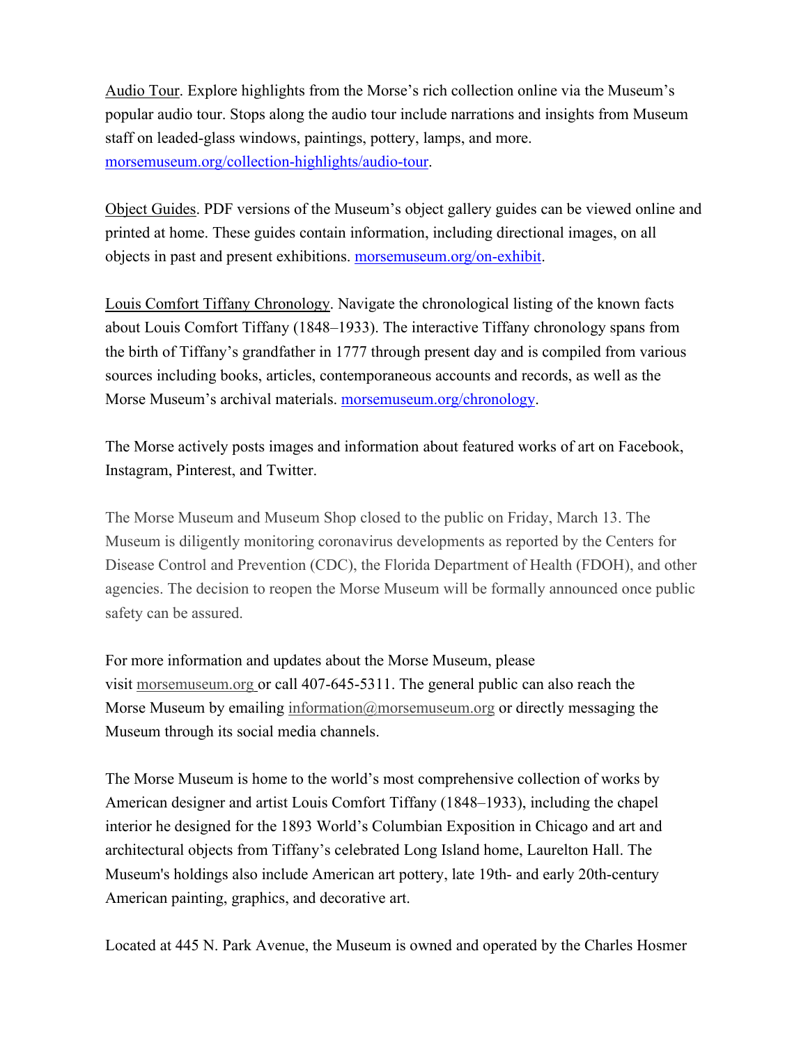Audio Tour. Explore highlights from the Morse's rich collection online via the Museum's popular audio tour. Stops along the audio tour include narrations and insights from Museum staff on leaded-glass windows, paintings, pottery, lamps, and more. morsemuseum.org/collection-highlights/audio-tour.

Object Guides. PDF versions of the Museum's object gallery guides can be viewed online and printed at home. These guides contain information, including directional images, on all objects in past and present exhibitions. morsemuseum.org/on-exhibit.

Louis Comfort Tiffany Chronology. Navigate the chronological listing of the known facts about Louis Comfort Tiffany (1848–1933). The interactive Tiffany chronology spans from the birth of Tiffany's grandfather in 1777 through present day and is compiled from various sources including books, articles, contemporaneous accounts and records, as well as the Morse Museum's archival materials. morsemuseum.org/chronology.

The Morse actively posts images and information about featured works of art on Facebook, Instagram, Pinterest, and Twitter.

The Morse Museum and Museum Shop closed to the public on Friday, March 13. The Museum is diligently monitoring coronavirus developments as reported by the Centers for Disease Control and Prevention (CDC), the Florida Department of Health (FDOH), and other agencies. The decision to reopen the Morse Museum will be formally announced once public safety can be assured.

For more information and updates about the Morse Museum, please visit morsemuseum.org or call 407-645-5311. The general public can also reach the Morse Museum by emailing information@morsemuseum.org or directly messaging the Museum through its social media channels.

The Morse Museum is home to the world's most comprehensive collection of works by American designer and artist Louis Comfort Tiffany (1848–1933), including the chapel interior he designed for the 1893 World's Columbian Exposition in Chicago and art and architectural objects from Tiffany's celebrated Long Island home, Laurelton Hall. The Museum's holdings also include American art pottery, late 19th- and early 20th-century American painting, graphics, and decorative art.

Located at 445 N. Park Avenue, the Museum is owned and operated by the Charles Hosmer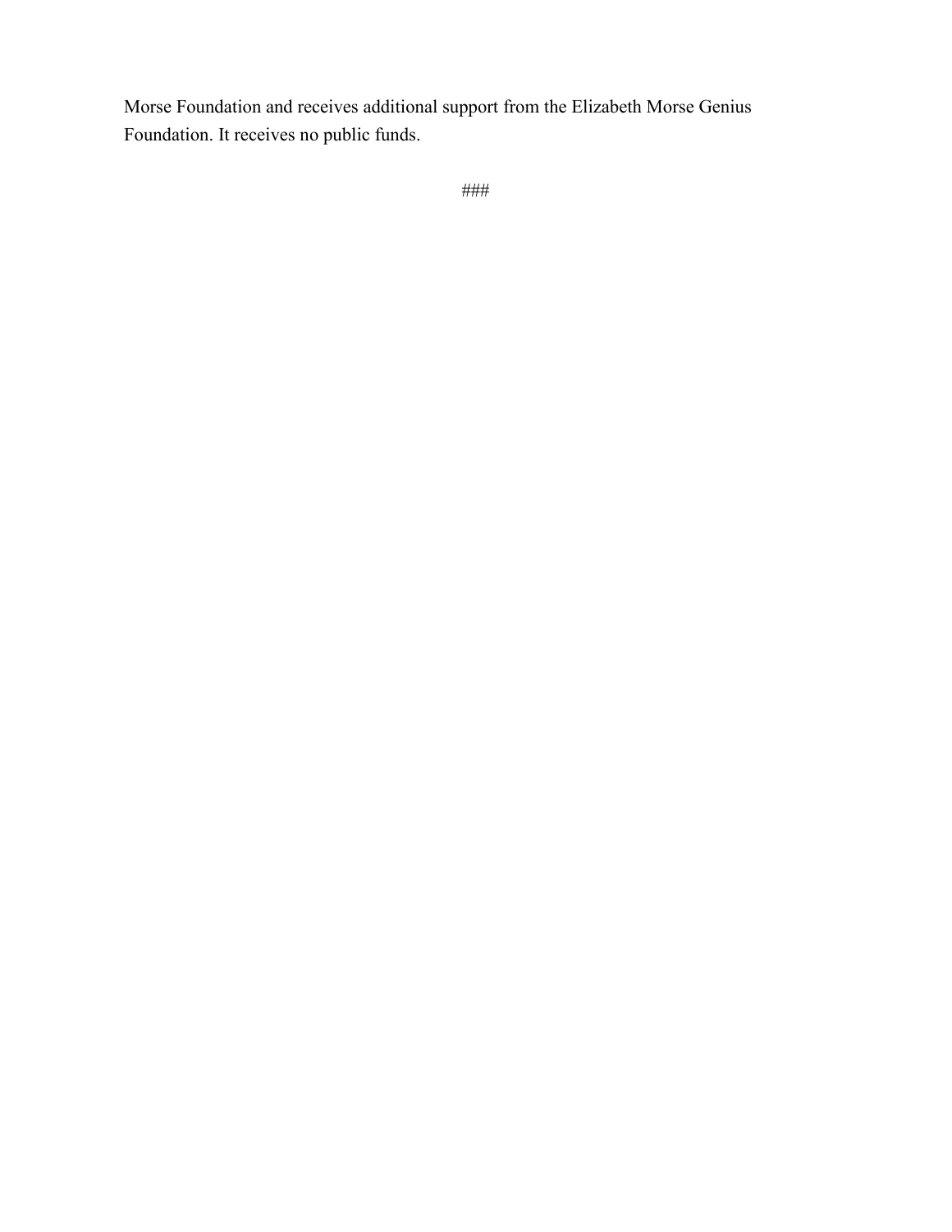Morse Foundation and receives additional support from the Elizabeth Morse Genius Foundation. It receives no public funds.

###